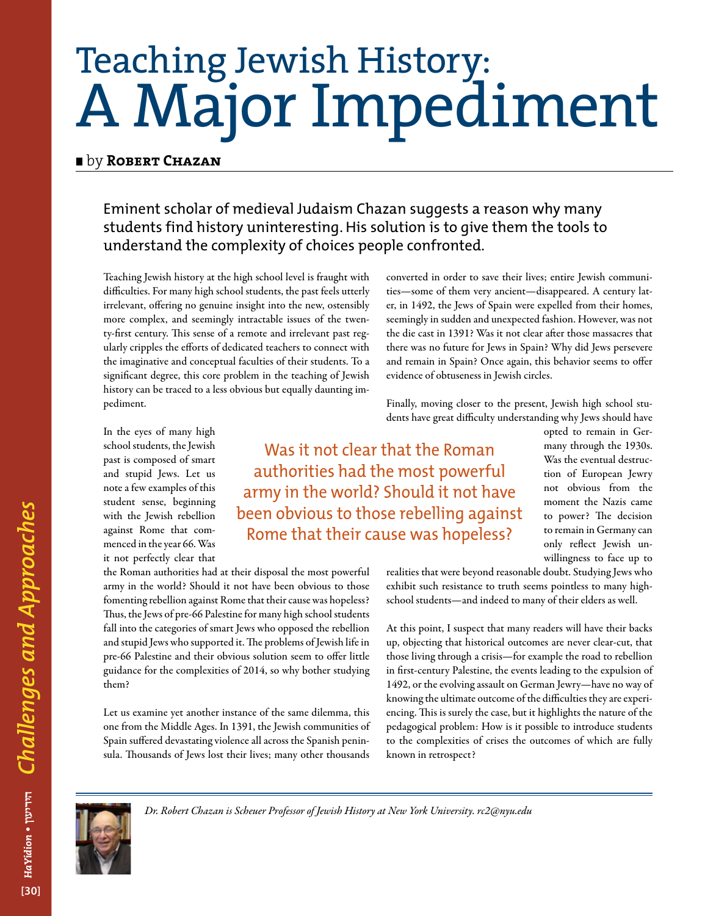# Teaching Jewish History: A Major Impediment

by **Robert Chazan**

Eminent scholar of medieval Judaism Chazan suggests a reason why many students find history uninteresting. His solution is to give them the tools to understand the complexity of choices people confronted.

Teaching Jewish history at the high school level is fraught with difficulties. For many high school students, the past feels utterly irrelevant, offering no genuine insight into the new, ostensibly more complex, and seemingly intractable issues of the twenty-first century. This sense of a remote and irrelevant past regularly cripples the efforts of dedicated teachers to connect with the imaginative and conceptual faculties of their students. To a significant degree, this core problem in the teaching of Jewish history can be traced to a less obvious but equally daunting impediment.

In the eyes of many high school students, the Jewish past is composed of smart and stupid Jews. Let us note a few examples of this student sense, beginning with the Jewish rebellion against Rome that commenced in the year 66. Was it not perfectly clear that the Roman authorities had at their disposal the most powerful army in the world? Should it not have been obvious to those fomenting rebellion against Rome that their cause was hopeless? Thus, the Jews of pre-66 Palestine for many high school students fall into the categories of smart Jews who opposed the rebellion and stupid Jews who supported it. The problems of Jewish life in pre-66 Palestine and their obvious solution seem to offer little guidance for the complexities of 2014, so why bother studying them?

> Was it not clear that the Roman authorities had the most powerful army in the world? Should it not have been obvious to those rebelling against Rome that their cause was hopeless?

Let us examine yet another instance of the same dilemma, this one from the Middle Ages. In 1391, the Jewish communities of Spain suffered devastating violence all across the Spanish peninsula. Thousands of Jews lost their lives; many other thousands converted in order to save their lives; entire Jewish communities—some of them very ancient—disappeared. A century later, in 1492, the Jews of Spain were expelled from their homes, seemingly in sudden and unexpected fashion. However, was not the die cast in 1391? Was it not clear after those massacres that there was no future for Jews in Spain? Why did Jews persevere and remain in Spain? Once again, this behavior seems to offer evidence of obtuseness in Jewish circles.

Finally, moving closer to the present, Jewish high school students have great difficulty understanding why Jews should have opted to remain in Germany through the 1930s. Was the eventual destruction of European Jewry not obvious from the moment the Nazis came to power? The decision to remain in Germany can only reflect Jewish unwillingness to face up to realities that were beyond reasonable doubt. Studying Jews who exhibit such resistance to truth seems pointless to many high-school students—and indeed to many of their elders as well.

At this point, I suspect that many readers will have their backs up, objecting that historical outcomes are never clear-cut, that those living through a crisis—for example the road to rebellion in first-century Palestine, the events leading to the expulsion of 1492, or the evolving assault on German Jewry—have no way of knowing the ultimate outcome of the difficulties they are experiencing. This is surely the case, but it highlights the nature of the pedagogical problem: How is it possible to introduce students to the complexities of crises the outcomes of which are fully known in retrospect?

*Dr. Robert Chazan is Scheuer Professor of Jewish History at New York University. rc2@nyu.edu*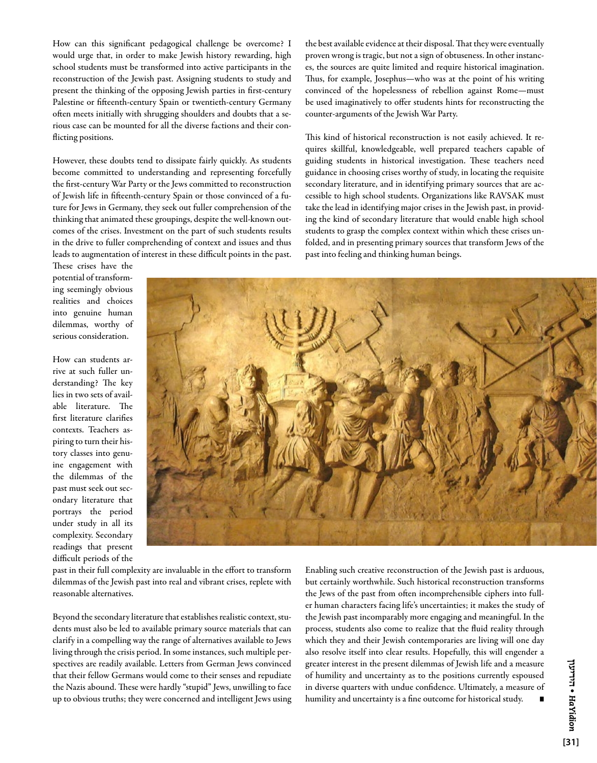How can this significant pedagogical challenge be overcome? I would urge that, in order to make Jewish history rewarding, high school students must be transformed into active participants in the reconstruction of the Jewish past. Assigning students to study and present the thinking of the opposing Jewish parties in first-century Palestine or fifteenth-century Spain or twentieth-century Germany often meets initially with shrugging shoulders and doubts that a serious case can be mounted for all the diverse factions and their conflicting positions.

However, these doubts tend to dissipate fairly quickly. As students become committed to understanding and representing forcefully the first-century War Party or the Jews committed to reconstruction of Jewish life in fifteenth-century Spain or those convinced of a future for Jews in Germany, they seek out fuller comprehension of the thinking that animated these groupings, despite the well-known outcomes of the crises. Investment on the part of such students results in the drive to fuller comprehending of context and issues and thus leads to augmentation of interest in these difficult points in the past. These crises have the potential of transforming seemingly obvious realities and choices into genuine human dilemmas, worthy of serious consideration.

How can students arrive at such fuller understanding? The key lies in two sets of available literature. The first literature clarifies contexts. Teachers aspiring to turn their history classes into genuine engagement with the dilemmas of the past must seek out secondary literature that portrays the period under study in all its complexity. Secondary readings that present difficult periods of the past in their full complexity are invaluable in the effort to transform dilemmas of the Jewish past into real and vibrant crises, replete with reasonable alternatives.

Beyond the secondary literature that establishes realistic context, students must also be led to available primary source materials that can clarify in a compelling way the range of alternatives available to Jews living through the crisis period. In some instances, such multiple perspectives are readily available. Letters from German Jews convinced that their fellow Germans would come to their senses and repudiate the Nazis abound. These were hardly "stupid" Jews, unwilling to face up to obvious truths; they were concerned and intelligent Jews using the best available evidence at their disposal. That they were eventually proven wrong is tragic, but not a sign of obtuseness. In other instances, the sources are quite limited and require historical imagination. Thus, for example, Josephus—who was at the point of his writing convinced of the hopelessness of rebellion against Rome—must be used imaginatively to offer students hints for reconstructing the counter-arguments of the Jewish War Party.

This kind of historical reconstruction is not easily achieved. It requires skillful, knowledgeable, well prepared teachers capable of guiding students in historical investigation. These teachers need guidance in choosing crises worthy of study, in locating the requisite secondary literature, and in identifying primary sources that are accessible to high school students. Organizations like RAVSAK must take the lead in identifying major crises in the Jewish past, in providing the kind of secondary literature that would enable high school students to grasp the complex context within which these crises unfolded, and in presenting primary sources that transform Jews of the past into feeling and thinking human beings.

Enabling such creative reconstruction of the Jewish past is arduous, but certainly worthwhile. Such historical reconstruction transforms the Jews of the past from often incomprehensible ciphers into fuller human characters facing life's uncertainties; it makes the study of the Jewish past incomparably more engaging and meaningful. In the process, students also come to realize that the fluid reality through which they and their Jewish contemporaries are living will one day also resolve itself into clear results. Hopefully, this will engender a greater interest in the present dilemmas of Jewish life and a measure of humility and uncertainty as to the positions currently espoused in diverse quarters with undue confidence. Ultimately, a measure of humility and uncertainty is a fine outcome for historical study. ■